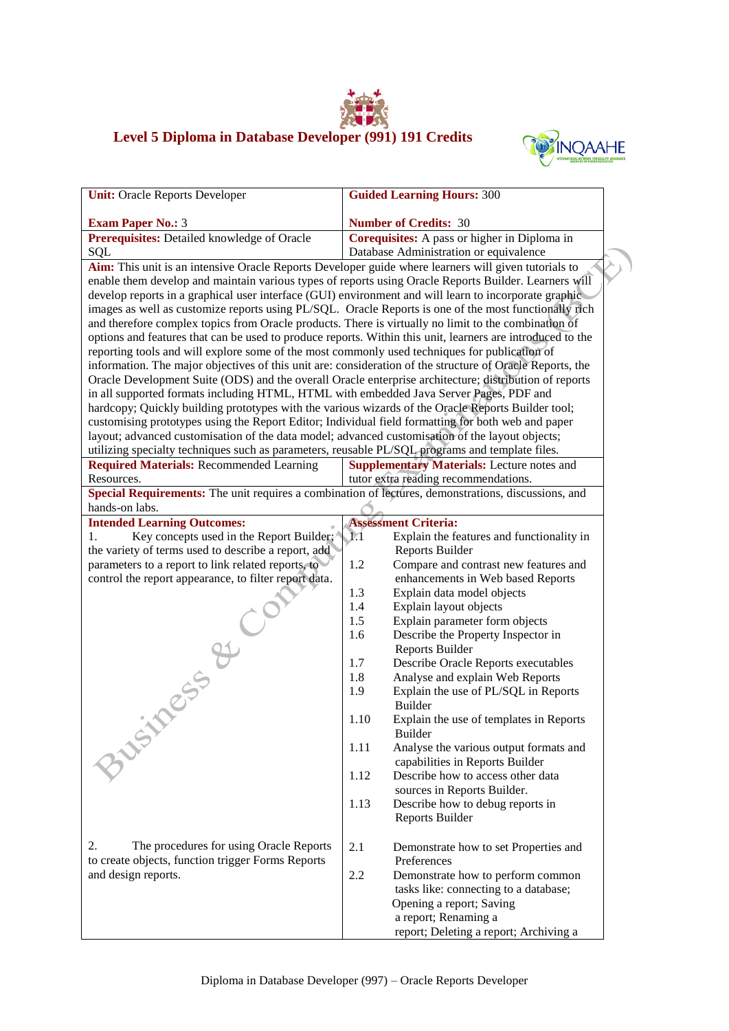# Level 5 Diploma in Database Developer (991) 191 Credits

| **Unit:** Oracle Reports Developer<br><br>**Exam Paper No.:** 3 | **Guided Learning Hours:** 300<br><br>**Number of Credits:** 30 |
|---|---|
| **Prerequisites:** Detailed knowledge of Oracle SQL | **Corequisites:** A pass or higher in Diploma in Database Administration or equivalence |
| **Aim:** This unit is an intensive Oracle Reports Developer guide where learners will given tutorials to enable them develop and maintain various types of reports using Oracle Reports Builder. Learners will develop reports in a graphical user interface (GUI) environment and will learn to incorporate graphic images as well as customize reports using PL/SQL. Oracle Reports is one of the most functionally rich and therefore complex topics from Oracle products. There is virtually no limit to the combination of options and features that can be used to produce reports. Within this unit, learners are introduced to the reporting tools and will explore some of the most commonly used techniques for publication of information. The major objectives of this unit are: consideration of the structure of Oracle Reports, the Oracle Development Suite (ODS) and the overall Oracle enterprise architecture; distribution of reports in all supported formats including HTML, HTML with embedded Java Server Pages, PDF and hardcopy; Quickly building prototypes with the various wizards of the Oracle Reports Builder tool; customising prototypes using the Report Editor; Individual field formatting for both web and paper layout; advanced customisation of the data model; advanced customisation of the layout objects; utilizing specialty techniques such as parameters, reusable PL/SQL programs and template files. | |
| **Required Materials:** Recommended Learning Resources. | **Supplementary Materials:** Lecture notes and tutor extra reading recommendations. |
| **Special Requirements:** The unit requires a combination of lectures, demonstrations, discussions, and hands-on labs. | |
| **Intended Learning Outcomes:** | **Assessment Criteria:** |
| 1. Key concepts used in the Report Builder; the variety of terms used to describe a report, add parameters to a report to link related reports, to control the report appearance, to filter report data. | 1.1 Explain the features and functionality in Reports Builder<br>1.2 Compare and contrast new features and enhancements in Web based Reports<br>1.3 Explain data model objects<br>1.4 Explain layout objects<br>1.5 Explain parameter form objects<br>1.6 Describe the Property Inspector in Reports Builder<br>1.7 Describe Oracle Reports executables<br>1.8 Analyse and explain Web Reports<br>1.9 Explain the use of PL/SQL in Reports Builder<br>1.10 Explain the use of templates in Reports Builder<br>1.11 Analyse the various output formats and capabilities in Reports Builder<br>1.12 Describe how to access other data sources in Reports Builder.<br>1.13 Describe how to debug reports in Reports Builder |
| 2. The procedures for using Oracle Reports to create objects, function trigger Forms Reports and design reports. | 2.1 Demonstrate how to set Properties and Preferences<br>2.2 Demonstrate how to perform common tasks like: connecting to a database; Opening a report; Saving a report; Renaming a report; Deleting a report; Archiving a |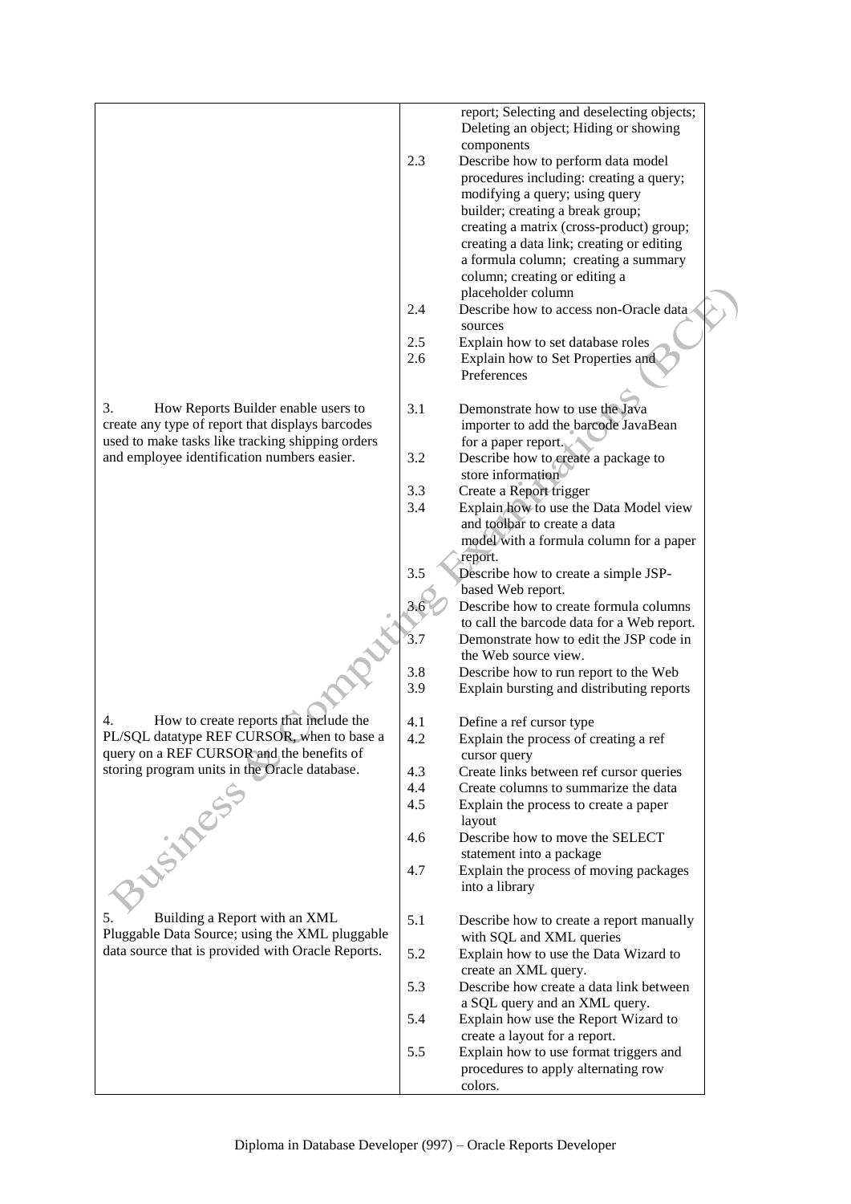| | |
|---|---|
| | report; Selecting and deselecting objects; Deleting an object; Hiding or showing components<br>2.3 Describe how to perform data model procedures including: creating a query; modifying a query; using query builder; creating a break group; creating a matrix (cross-product) group; creating a data link; creating or editing a formula column; creating a summary column; creating or editing a placeholder column<br>2.4 Describe how to access non-Oracle data sources<br>2.5 Explain how to set database roles<br>2.6 Explain how to Set Properties and Preferences |
| 3. How Reports Builder enable users to create any type of report that displays barcodes used to make tasks like tracking shipping orders and employee identification numbers easier. | 3.1 Demonstrate how to use the Java importer to add the barcode JavaBean for a paper report.<br>3.2 Describe how to create a package to store information<br>3.3 Create a Report trigger<br>3.4 Explain how to use the Data Model view and toolbar to create a data model with a formula column for a paper report.<br>3.5 Describe how to create a simple JSP-based Web report.<br>3.6 Describe how to create formula columns to call the barcode data for a Web report.<br>3.7 Demonstrate how to edit the JSP code in the Web source view.<br>3.8 Describe how to run report to the Web<br>3.9 Explain bursting and distributing reports |
| 4. How to create reports that include the PL/SQL datatype REF CURSOR, when to base a query on a REF CURSOR and the benefits of storing program units in the Oracle database. | 4.1 Define a ref cursor type<br>4.2 Explain the process of creating a ref cursor query<br>4.3 Create links between ref cursor queries<br>4.4 Create columns to summarize the data<br>4.5 Explain the process to create a paper layout<br>4.6 Describe how to move the SELECT statement into a package<br>4.7 Explain the process of moving packages into a library |
| 5. Building a Report with an XML Pluggable Data Source; using the XML pluggable data source that is provided with Oracle Reports. | 5.1 Describe how to create a report manually with SQL and XML queries<br>5.2 Explain how to use the Data Wizard to create an XML query.<br>5.3 Describe how create a data link between a SQL query and an XML query.<br>5.4 Explain how use the Report Wizard to create a layout for a report.<br>5.5 Explain how to use format triggers and procedures to apply alternating row colors. |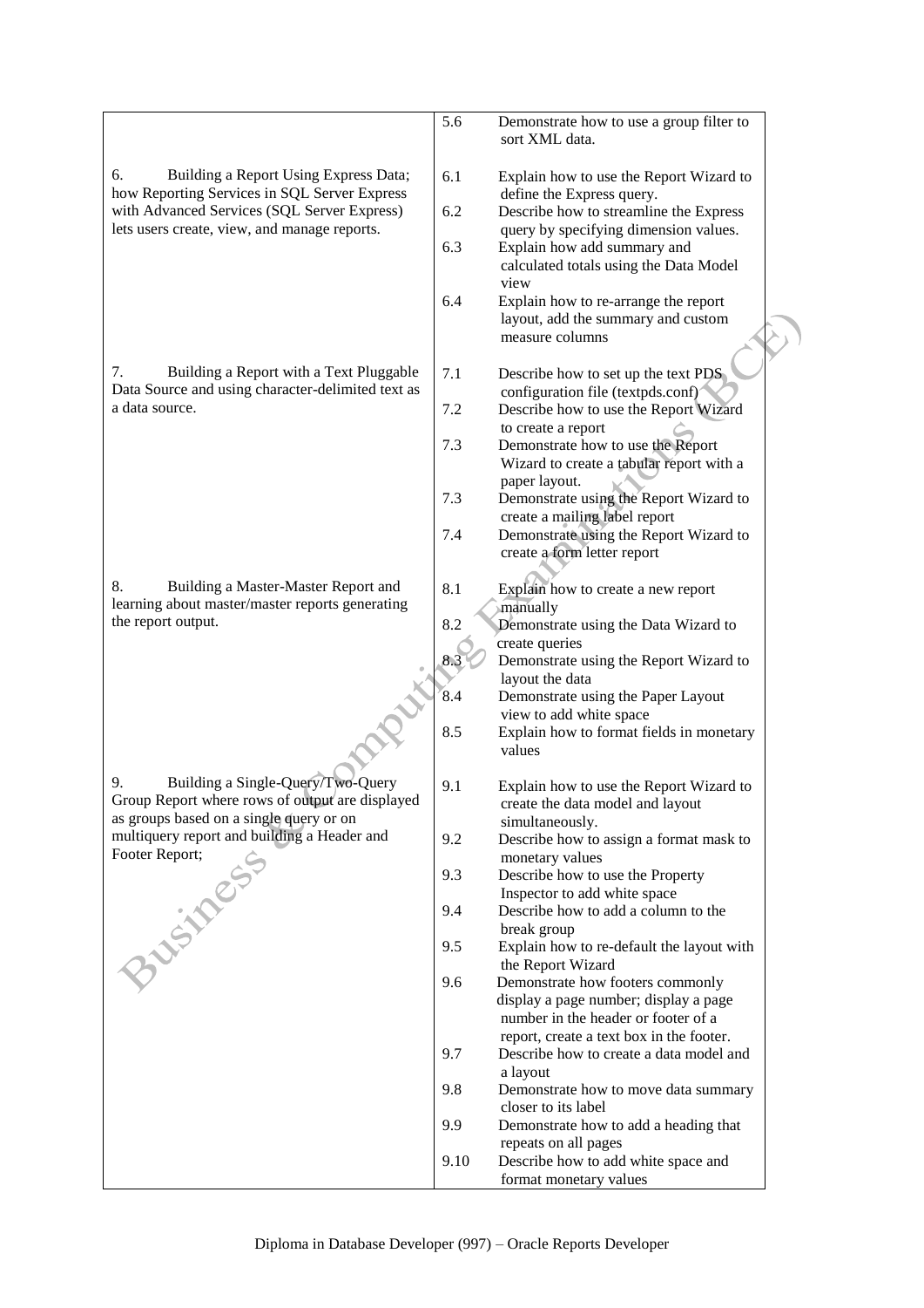| | | |
|---|---|---|
| | 5.6 | Demonstrate how to use a group filter to sort XML data. |
| 6. Building a Report Using Express Data; how Reporting Services in SQL Server Express with Advanced Services (SQL Server Express) lets users create, view, and manage reports. | 6.1 | Explain how to use the Report Wizard to define the Express query. |
| | 6.2 | Describe how to streamline the Express query by specifying dimension values. |
| | 6.3 | Explain how add summary and calculated totals using the Data Model view |
| | 6.4 | Explain how to re-arrange the report layout, add the summary and custom measure columns |
| 7. Building a Report with a Text Pluggable Data Source and using character-delimited text as a data source. | 7.1 | Describe how to set up the text PDS configuration file (textpds.conf) |
| | 7.2 | Describe how to use the Report Wizard to create a report |
| | 7.3 | Demonstrate how to use the Report Wizard to create a tabular report with a paper layout. |
| | 7.3 | Demonstrate using the Report Wizard to create a mailing label report |
| | 7.4 | Demonstrate using the Report Wizard to create a form letter report |
| 8. Building a Master-Master Report and learning about master/master reports generating the report output. | 8.1 | Explain how to create a new report manually |
| | 8.2 | Demonstrate using the Data Wizard to create queries |
| | 8.3 | Demonstrate using the Report Wizard to layout the data |
| | 8.4 | Demonstrate using the Paper Layout view to add white space |
| | 8.5 | Explain how to format fields in monetary values |
| 9. Building a Single-Query/Two-Query Group Report where rows of output are displayed as groups based on a single query or on multiquery report and building a Header and Footer Report; | 9.1 | Explain how to use the Report Wizard to create the data model and layout simultaneously. |
| | 9.2 | Describe how to assign a format mask to monetary values |
| | 9.3 | Describe how to use the Property Inspector to add white space |
| | 9.4 | Describe how to add a column to the break group |
| | 9.5 | Explain how to re-default the layout with the Report Wizard |
| | 9.6 | Demonstrate how footers commonly display a page number; display a page number in the header or footer of a report, create a text box in the footer. |
| | 9.7 | Describe how to create a data model and a layout |
| | 9.8 | Demonstrate how to move data summary closer to its label |
| | 9.9 | Demonstrate how to add a heading that repeats on all pages |
| | 9.10 | Describe how to add white space and format monetary values |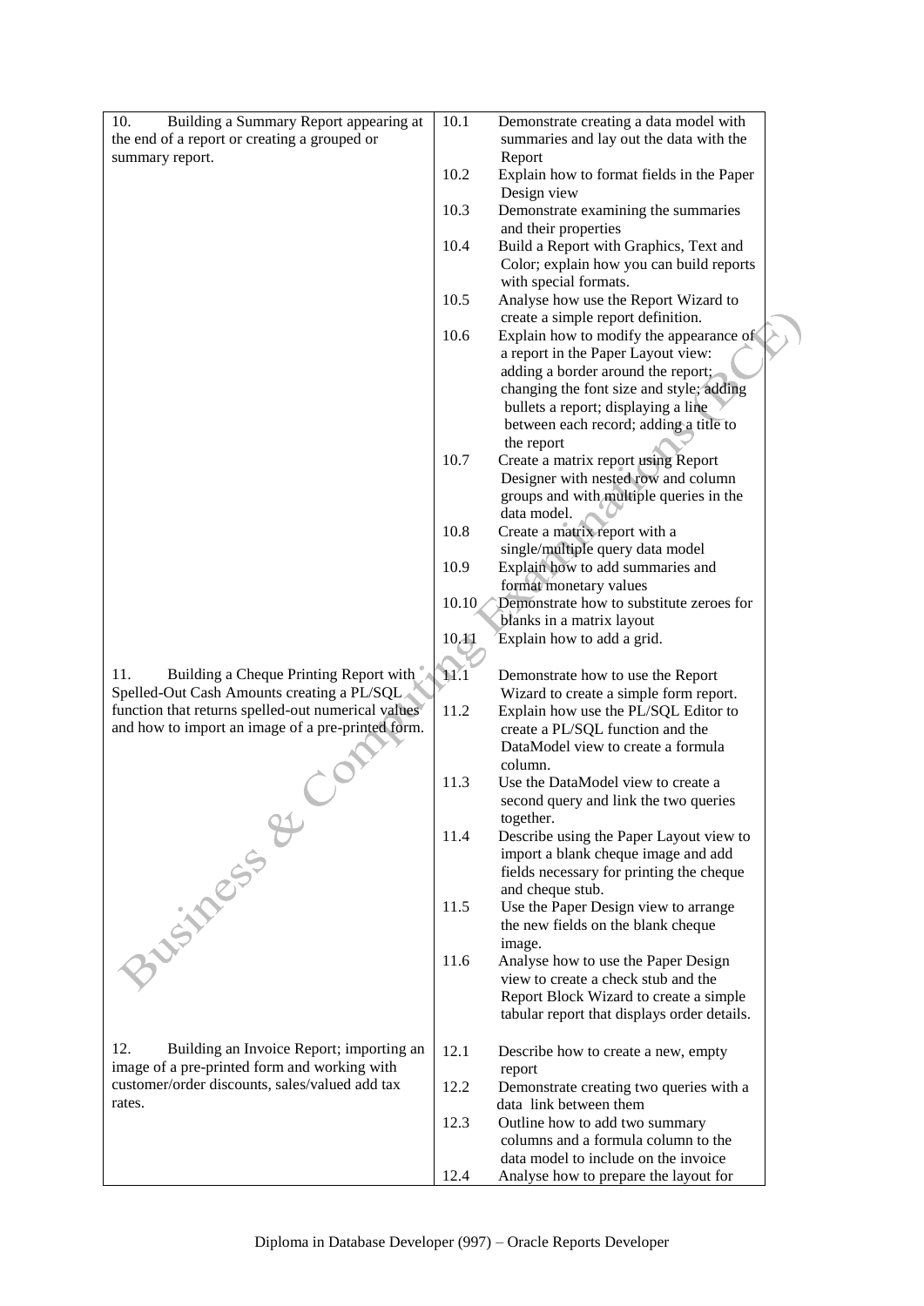| | | |
|---|---|---|
| 10. Building a Summary Report appearing at the end of a report or creating a grouped or summary report. | 10.1 | Demonstrate creating a data model with summaries and lay out the data with the Report |
| | 10.2 | Explain how to format fields in the Paper Design view |
| | 10.3 | Demonstrate examining the summaries and their properties |
| | 10.4 | Build a Report with Graphics, Text and Color; explain how you can build reports with special formats. |
| | 10.5 | Analyse how use the Report Wizard to create a simple report definition. |
| | 10.6 | Explain how to modify the appearance of a report in the Paper Layout view: adding a border around the report; changing the font size and style; adding bullets a report; displaying a line between each record; adding a title to the report |
| | 10.7 | Create a matrix report using Report Designer with nested row and column groups and with multiple queries in the data model. |
| | 10.8 | Create a matrix report with a single/multiple query data model |
| | 10.9 | Explain how to add summaries and format monetary values |
| | 10.10 | Demonstrate how to substitute zeroes for blanks in a matrix layout |
| | 10.11 | Explain how to add a grid. |
| 11. Building a Cheque Printing Report with Spelled-Out Cash Amounts creating a PL/SQL function that returns spelled-out numerical values and how to import an image of a pre-printed form. | 11.1 | Demonstrate how to use the Report Wizard to create a simple form report. |
| | 11.2 | Explain how use the PL/SQL Editor to create a PL/SQL function and the DataModel view to create a formula column. |
| | 11.3 | Use the DataModel view to create a second query and link the two queries together. |
| | 11.4 | Describe using the Paper Layout view to import a blank cheque image and add fields necessary for printing the cheque and cheque stub. |
| | 11.5 | Use the Paper Design view to arrange the new fields on the blank cheque image. |
| | 11.6 | Analyse how to use the Paper Design view to create a check stub and the Report Block Wizard to create a simple tabular report that displays order details. |
| 12. Building an Invoice Report; importing an image of a pre-printed form and working with customer/order discounts, sales/valued add tax rates. | 12.1 | Describe how to create a new, empty report |
| | 12.2 | Demonstrate creating two queries with a data link between them |
| | 12.3 | Outline how to add two summary columns and a formula column to the data model to include on the invoice |
| | 12.4 | Analyse how to prepare the layout for |

Diploma in Database Developer (997) – Oracle Reports Developer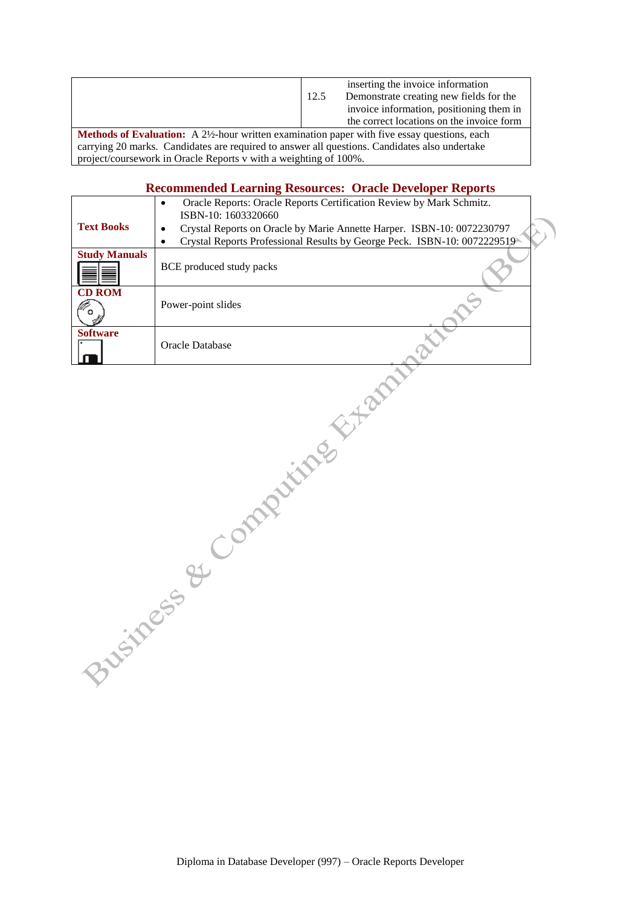| | |
|---|---|
| | inserting the invoice information<br>12.5 Demonstrate creating new fields for the invoice information, positioning them in the correct locations on the invoice form |

**Methods of Evaluation:** A 2½-hour written examination paper with five essay questions, each carrying 20 marks. Candidates are required to answer all questions. Candidates also undertake project/coursework in Oracle Reports v with a weighting of 100%.

## Recommended Learning Resources: Oracle Developer Reports

| | |
|---|---|
| **Text Books** | • Oracle Reports: Oracle Reports Certification Review by Mark Schmitz. ISBN-10: 1603320660<br>• Crystal Reports on Oracle by Marie Annette Harper. ISBN-10: 0072230797<br>• Crystal Reports Professional Results by George Peck. ISBN-10: 0072229519 |
| **Study Manuals** | BCE produced study packs |
| **CD ROM** | Power-point slides |
| **Software** | Oracle Database |